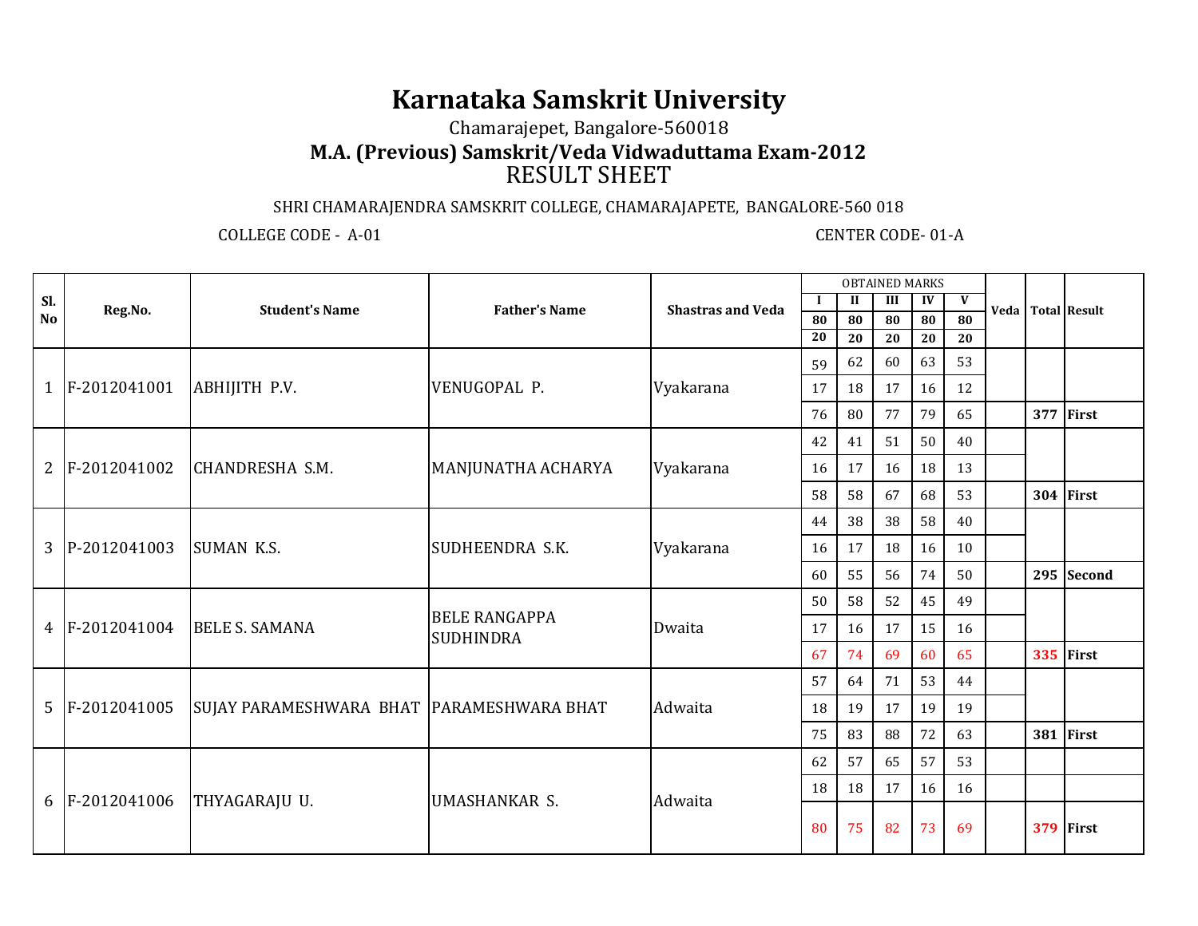# Karnataka Samskrit University

Chamarajepet, Bangalore-560018

## M.A. (Previous) Samskrit/Veda Vidwaduttama Exam-2012

RESULT SHEET

SHRI CHAMARAJENDRA SAMSKRIT COLLEGE, CHAMARAJAPETE, BANGALORE-560 018

COLLEGE CODE - A-01 CENTER CODE- 01-A

| Sl. No | Reg.No. | Student's Name | Father's Name | Shastras and Veda | OBTAINED MARKS | | | | | Veda | Total | Result |
|---|---|---|---|---|---|---|---|---|---|---|---|---|
| | | | | | I | II | III | IV | V | | | |
| | | | | | 80 | 80 | 80 | 80 | 80 | | | |
| | | | | | 20 | 20 | 20 | 20 | 20 | | | |
| 1 | F-2012041001 | ABHIJITH P.V. | VENUGOPAL P. | Vyakarana | 59 | 62 | 60 | 63 | 53 | | | |
| | | | | | 17 | 18 | 17 | 16 | 12 | | | |
| | | | | | 76 | 80 | 77 | 79 | 65 | | 377 | First |
| 2 | F-2012041002 | CHANDRESHA S.M. | MANJUNATHA ACHARYA | Vyakarana | 42 | 41 | 51 | 50 | 40 | | | |
| | | | | | 16 | 17 | 16 | 18 | 13 | | | |
| | | | | | 58 | 58 | 67 | 68 | 53 | | 304 | First |
| 3 | P-2012041003 | SUMAN K.S. | SUDHEENDRA S.K. | Vyakarana | 44 | 38 | 38 | 58 | 40 | | | |
| | | | | | 16 | 17 | 18 | 16 | 10 | | | |
| | | | | | 60 | 55 | 56 | 74 | 50 | | 295 | Second |
| 4 | F-2012041004 | BELE S. SAMANA | BELE RANGAPPA SUDHINDRA | Dwaita | 50 | 58 | 52 | 45 | 49 | | | |
| | | | | | 17 | 16 | 17 | 15 | 16 | | | |
| | | | | | 67 | 74 | 69 | 60 | 65 | | 335 | First |
| 5 | F-2012041005 | SUJAY PARAMESHWARA BHAT | PARAMESHWARA BHAT | Adwaita | 57 | 64 | 71 | 53 | 44 | | | |
| | | | | | 18 | 19 | 17 | 19 | 19 | | | |
| | | | | | 75 | 83 | 88 | 72 | 63 | | 381 | First |
| 6 | F-2012041006 | THYAGARAJU U. | UMASHANKAR S. | Adwaita | 62 | 57 | 65 | 57 | 53 | | | |
| | | | | | 18 | 18 | 17 | 16 | 16 | | | |
| | | | | | 80 | 75 | 82 | 73 | 69 | | 379 | First |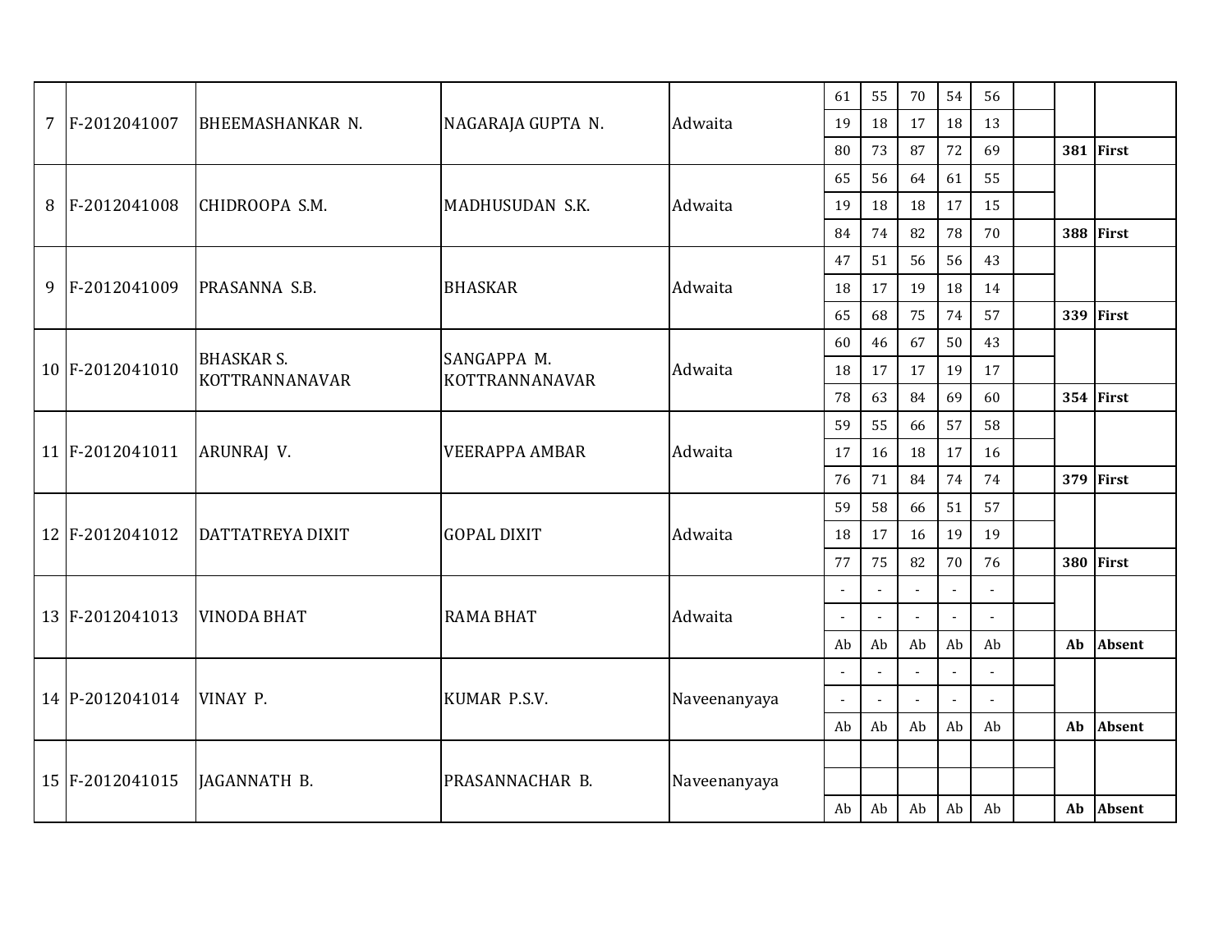| | | | | | | | | | | | | |
|---|---|---|---|---|---|---|---|---|---|---|---|---|
| 7 | F-2012041007 | BHEEMASHANKAR N. | NAGARAJA GUPTA N. | Adwaita | 61 | 55 | 70 | 54 | 56 | | | |
| | | | | | 19 | 18 | 17 | 18 | 13 | | | |
| | | | | | 80 | 73 | 87 | 72 | 69 | | **381** | **First** |
| 8 | F-2012041008 | CHIDROOPA S.M. | MADHUSUDAN S.K. | Adwaita | 65 | 56 | 64 | 61 | 55 | | | |
| | | | | | 19 | 18 | 18 | 17 | 15 | | | |
| | | | | | 84 | 74 | 82 | 78 | 70 | | **388** | **First** |
| 9 | F-2012041009 | PRASANNA S.B. | BHASKAR | Adwaita | 47 | 51 | 56 | 56 | 43 | | | |
| | | | | | 18 | 17 | 19 | 18 | 14 | | | |
| | | | | | 65 | 68 | 75 | 74 | 57 | | **339** | **First** |
| 10 | F-2012041010 | BHASKAR S. KOTTRANNANAVAR | SANGAPPA M. KOTTRANNANAVAR | Adwaita | 60 | 46 | 67 | 50 | 43 | | | |
| | | | | | 18 | 17 | 17 | 19 | 17 | | | |
| | | | | | 78 | 63 | 84 | 69 | 60 | | **354** | **First** |
| 11 | F-2012041011 | ARUNRAJ V. | VEERAPPA AMBAR | Adwaita | 59 | 55 | 66 | 57 | 58 | | | |
| | | | | | 17 | 16 | 18 | 17 | 16 | | | |
| | | | | | 76 | 71 | 84 | 74 | 74 | | **379** | **First** |
| 12 | F-2012041012 | DATTATREYA DIXIT | GOPAL DIXIT | Adwaita | 59 | 58 | 66 | 51 | 57 | | | |
| | | | | | 18 | 17 | 16 | 19 | 19 | | | |
| | | | | | 77 | 75 | 82 | 70 | 76 | | **380** | **First** |
| 13 | F-2012041013 | VINODA BHAT | RAMA BHAT | Adwaita | - | - | - | - | - | | | |
| | | | | | - | - | - | - | - | | | |
| | | | | | Ab | Ab | Ab | Ab | Ab | | **Ab** | **Absent** |
| 14 | P-2012041014 | VINAY P. | KUMAR P.S.V. | Naveenanyaya | - | - | - | - | - | | | |
| | | | | | - | - | - | - | - | | | |
| | | | | | Ab | Ab | Ab | Ab | Ab | | **Ab** | **Absent** |
| 15 | F-2012041015 | JAGANNATH B. | PRASANNACHAR B. | Naveenanyaya | | | | | | | | |
| | | | | | | | | | | | | |
| | | | | | Ab | Ab | Ab | Ab | Ab | | **Ab** | **Absent** |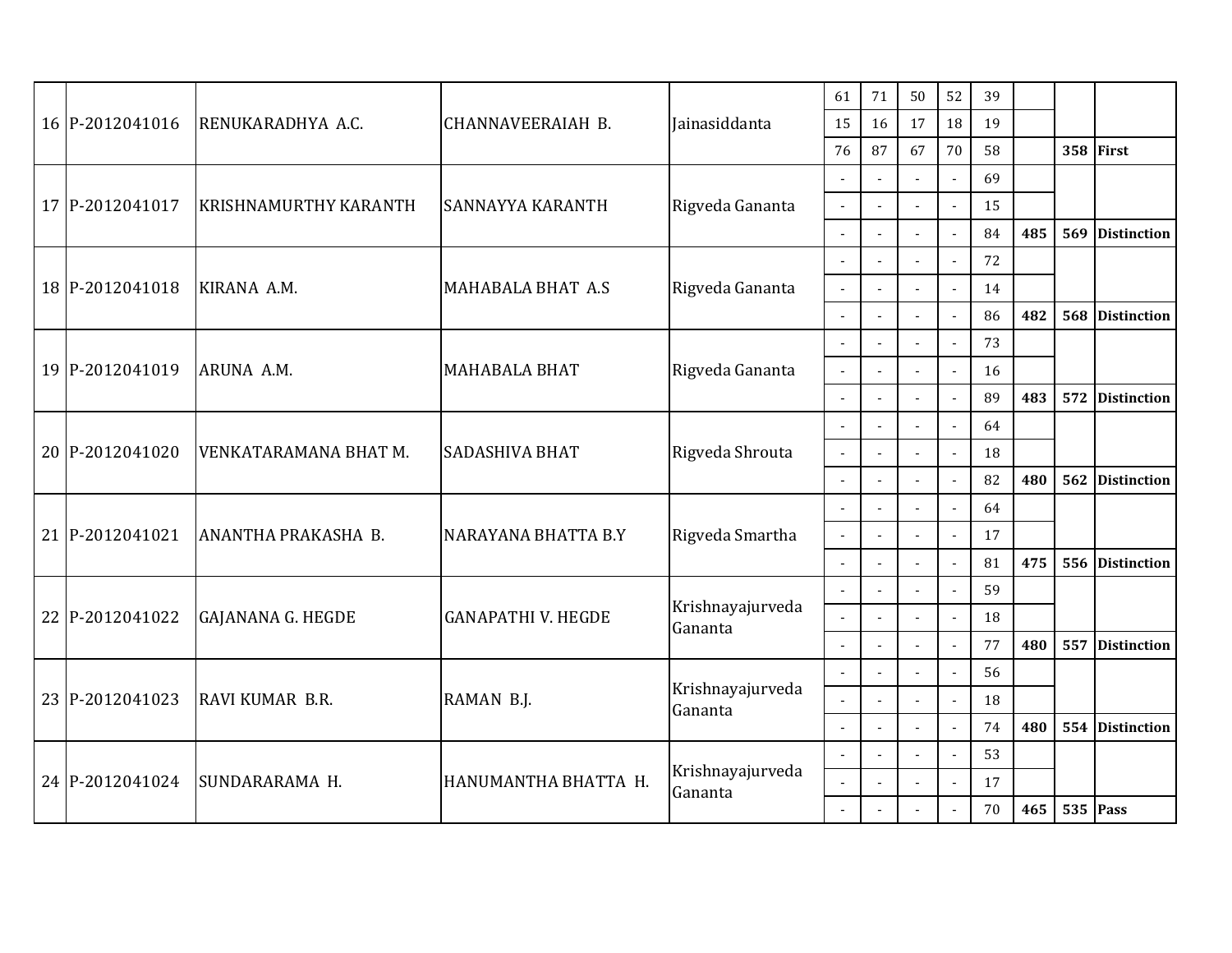| | | | | | | | | | | | | |
|---|---|---|---|---|---|---|---|---|---|---|---|---|
| 16 | P-2012041016 | RENUKARADHYA A.C. | CHANNAVEERAIAH B. | Jainasiddanta | 61 | 71 | 50 | 52 | 39 | | | |
| | | | | | 15 | 16 | 17 | 18 | 19 | | | |
| | | | | | 76 | 87 | 67 | 70 | 58 | | **358** | **First** |
| 17 | P-2012041017 | KRISHNAMURTHY KARANTH | SANNAYYA KARANTH | Rigveda Gananta | - | - | - | - | 69 | | | |
| | | | | | - | - | - | - | 15 | | | |
| | | | | | - | - | - | - | 84 | **485** | **569** | **Distinction** |
| 18 | P-2012041018 | KIRANA A.M. | MAHABALA BHAT A.S | Rigveda Gananta | - | - | - | - | 72 | | | |
| | | | | | - | - | - | - | 14 | | | |
| | | | | | - | - | - | - | 86 | **482** | **568** | **Distinction** |
| 19 | P-2012041019 | ARUNA A.M. | MAHABALA BHAT | Rigveda Gananta | - | - | - | - | 73 | | | |
| | | | | | - | - | - | - | 16 | | | |
| | | | | | - | - | - | - | 89 | **483** | **572** | **Distinction** |
| 20 | P-2012041020 | VENKATARAMANA BHAT M. | SADASHIVA BHAT | Rigveda Shrouta | - | - | - | - | 64 | | | |
| | | | | | - | - | - | - | 18 | | | |
| | | | | | - | - | - | - | 82 | **480** | **562** | **Distinction** |
| 21 | P-2012041021 | ANANTHA PRAKASHA B. | NARAYANA BHATTA B.Y | Rigveda Smartha | - | - | - | - | 64 | | | |
| | | | | | - | - | - | - | 17 | | | |
| | | | | | - | - | - | - | 81 | **475** | **556** | **Distinction** |
| 22 | P-2012041022 | GAJANANA G. HEGDE | GANAPATHI V. HEGDE | Krishnayajurveda Gananta | - | - | - | - | 59 | | | |
| | | | | | - | - | - | - | 18 | | | |
| | | | | | - | - | - | - | 77 | **480** | **557** | **Distinction** |
| 23 | P-2012041023 | RAVI KUMAR B.R. | RAMAN B.J. | Krishnayajurveda Gananta | - | - | - | - | 56 | | | |
| | | | | | - | - | - | - | 18 | | | |
| | | | | | - | - | - | - | 74 | **480** | **554** | **Distinction** |
| 24 | P-2012041024 | SUNDARARAMA H. | HANUMANTHA BHATTA H. | Krishnayajurveda Gananta | - | - | - | - | 53 | | | |
| | | | | | - | - | - | - | 17 | | | |
| | | | | | - | - | - | - | 70 | **465** | **535** | **Pass** |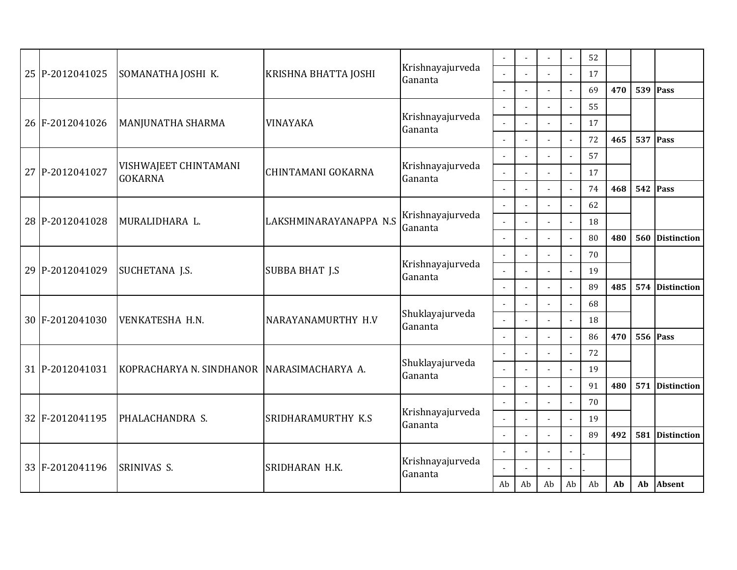|  |  |  |  |  |  |  |  |  |  |  |  |  |
|---|---|---|---|---|---|---|---|---|---|---|---|---|
| 25 | P-2012041025 | SOMANATHA JOSHI K. | KRISHNA BHATTA JOSHI | Krishnayajurveda Gananta | - | - | - | - | 52 |  |  |  |
|  |  |  |  |  | - | - | - | - | 17 |  |  |  |
|  |  |  |  |  | - | - | - | - | 69 | **470** | **539** | **Pass** |
| 26 | F-2012041026 | MANJUNATHA SHARMA | VINAYAKA | Krishnayajurveda Gananta | - | - | - | - | 55 |  |  |  |
|  |  |  |  |  | - | - | - | - | 17 |  |  |  |
|  |  |  |  |  | - | - | - | - | 72 | **465** | **537** | **Pass** |
| 27 | P-2012041027 | VISHWAJEET CHINTAMANI GOKARNA | CHINTAMANI GOKARNA | Krishnayajurveda Gananta | - | - | - | - | 57 |  |  |  |
|  |  |  |  |  | - | - | - | - | 17 |  |  |  |
|  |  |  |  |  | - | - | - | - | 74 | **468** | **542** | **Pass** |
| 28 | P-2012041028 | MURALIDHARA L. | LAKSHMINARAYANAPPA N.S | Krishnayajurveda Gananta | - | - | - | - | 62 |  |  |  |
|  |  |  |  |  | - | - | - | - | 18 |  |  |  |
|  |  |  |  |  | - | - | - | - | 80 | **480** | **560** | **Distinction** |
| 29 | P-2012041029 | SUCHETANA J.S. | SUBBA BHAT J.S | Krishnayajurveda Gananta | - | - | - | - | 70 |  |  |  |
|  |  |  |  |  | - | - | - | - | 19 |  |  |  |
|  |  |  |  |  | - | - | - | - | 89 | **485** | **574** | **Distinction** |
| 30 | F-2012041030 | VENKATESHA H.N. | NARAYANAMURTHY H.V | Shuklayajurveda Gananta | - | - | - | - | 68 |  |  |  |
|  |  |  |  |  | - | - | - | - | 18 |  |  |  |
|  |  |  |  |  | - | - | - | - | 86 | **470** | **556** | **Pass** |
| 31 | P-2012041031 | KOPRACHARYA N. SINDHANOR | NARASIMACHARYA A. | Shuklayajurveda Gananta | - | - | - | - | 72 |  |  |  |
|  |  |  |  |  | - | - | - | - | 19 |  |  |  |
|  |  |  |  |  | - | - | - | - | 91 | **480** | **571** | **Distinction** |
| 32 | F-2012041195 | PHALACHANDRA S. | SRIDHARAMURTHY K.S | Krishnayajurveda Gananta | - | - | - | - | 70 |  |  |  |
|  |  |  |  |  | - | - | - | - | 19 |  |  |  |
|  |  |  |  |  | - | - | - | - | 89 | **492** | **581** | **Distinction** |
| 33 | F-2012041196 | SRINIVAS S. | SRIDHARAN H.K. | Krishnayajurveda Gananta | - | - | - | - | - |  |  |  |
|  |  |  |  |  | - | - | - | - | - |  |  |  |
|  |  |  |  |  | Ab | Ab | Ab | Ab | Ab | **Ab** | **Ab** | **Absent** |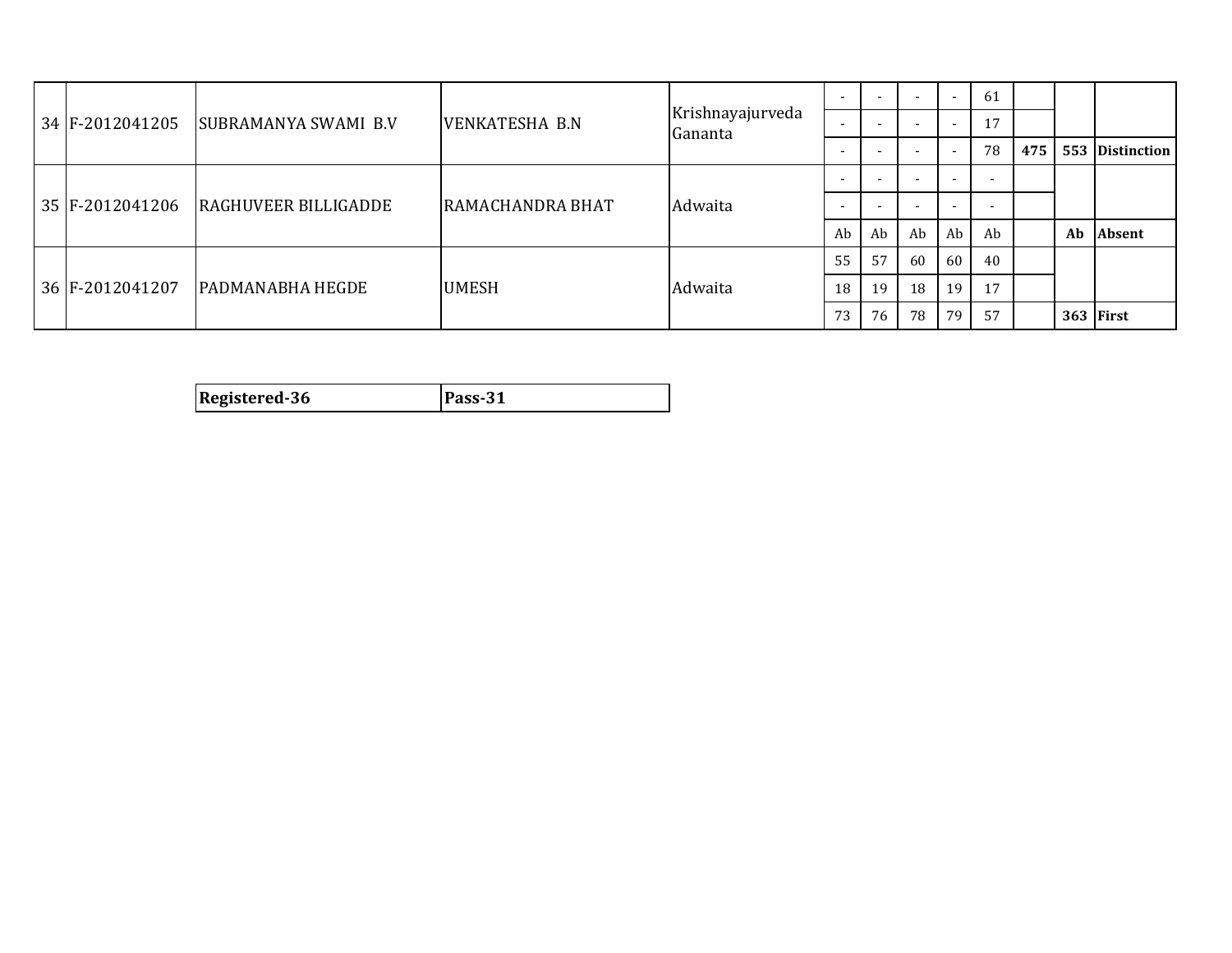| | | | | | | | | | | | | |
|---|---|---|---|---|---|---|---|---|---|---|---|---|
| 34 | F-2012041205 | SUBRAMANYA SWAMI B.V | VENKATESHA B.N | Krishnayajurveda Gananta | - | - | - | - | 61 | | | |
| | | | | | - | - | - | - | 17 | | | |
| | | | | | - | - | - | - | 78 | **475** | **553** | **Distinction** |
| 35 | F-2012041206 | RAGHUVEER BILLIGADDE | RAMACHANDRA BHAT | Adwaita | - | - | - | - | - | | | |
| | | | | | - | - | - | - | - | | | |
| | | | | | Ab | Ab | Ab | Ab | Ab | | **Ab** | **Absent** |
| 36 | F-2012041207 | PADMANABHA HEGDE | UMESH | Adwaita | 55 | 57 | 60 | 60 | 40 | | | |
| | | | | | 18 | 19 | 18 | 19 | 17 | | | |
| | | | | | 73 | 76 | 78 | 79 | 57 | | **363** | **First** |

| | |
|---|---|
| **Registered-36** | **Pass-31** |